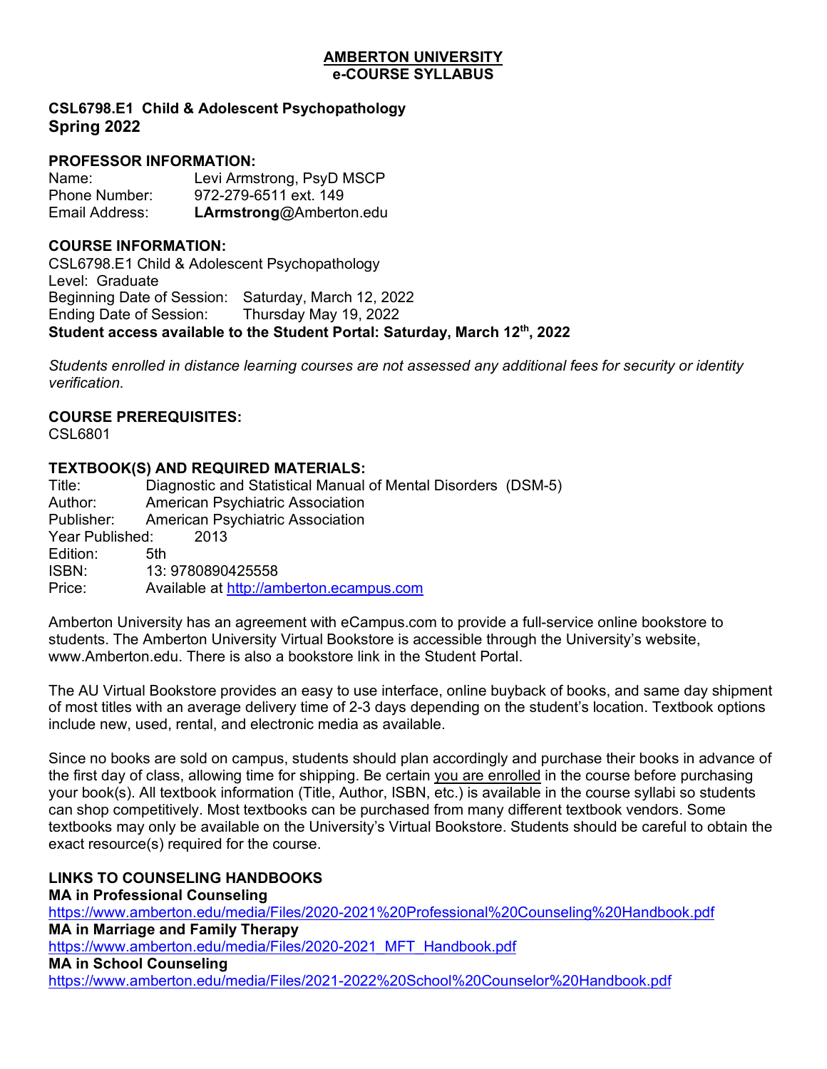# AMBERTON UNIVERSITY
## e-COURSE SYLLABUS

**CSL6798.E1 Child & Adolescent Psychopathology**
**Spring 2022**

**PROFESSOR INFORMATION:**

Name: Levi Armstrong, PsyD MSCP
Phone Number: 972-279-6511 ext. 149
Email Address: **LArmstrong**@Amberton.edu

**COURSE INFORMATION:**

CSL6798.E1 Child & Adolescent Psychopathology
Level: Graduate
Beginning Date of Session: Saturday, March 12, 2022
Ending Date of Session: Thursday May 19, 2022
**Student access available to the Student Portal: Saturday, March 12th, 2022**

*Students enrolled in distance learning courses are not assessed any additional fees for security or identity verification.*

**COURSE PREREQUISITES:**

CSL6801

**TEXTBOOK(S) AND REQUIRED MATERIALS:**

Title: Diagnostic and Statistical Manual of Mental Disorders (DSM-5)
Author: American Psychiatric Association
Publisher: American Psychiatric Association
Year Published: 2013
Edition: 5th
ISBN: 13: 9780890425558
Price: Available at http://amberton.ecampus.com

Amberton University has an agreement with eCampus.com to provide a full-service online bookstore to students. The Amberton University Virtual Bookstore is accessible through the University's website, www.Amberton.edu. There is also a bookstore link in the Student Portal.

The AU Virtual Bookstore provides an easy to use interface, online buyback of books, and same day shipment of most titles with an average delivery time of 2-3 days depending on the student's location. Textbook options include new, used, rental, and electronic media as available.

Since no books are sold on campus, students should plan accordingly and purchase their books in advance of the first day of class, allowing time for shipping. Be certain you are enrolled in the course before purchasing your book(s). All textbook information (Title, Author, ISBN, etc.) is available in the course syllabi so students can shop competitively. Most textbooks can be purchased from many different textbook vendors. Some textbooks may only be available on the University's Virtual Bookstore. Students should be careful to obtain the exact resource(s) required for the course.

**LINKS TO COUNSELING HANDBOOKS**

**MA in Professional Counseling**
https://www.amberton.edu/media/Files/2020-2021%20Professional%20Counseling%20Handbook.pdf

**MA in Marriage and Family Therapy**
https://www.amberton.edu/media/Files/2020-2021_MFT_Handbook.pdf

**MA in School Counseling**
https://www.amberton.edu/media/Files/2021-2022%20School%20Counselor%20Handbook.pdf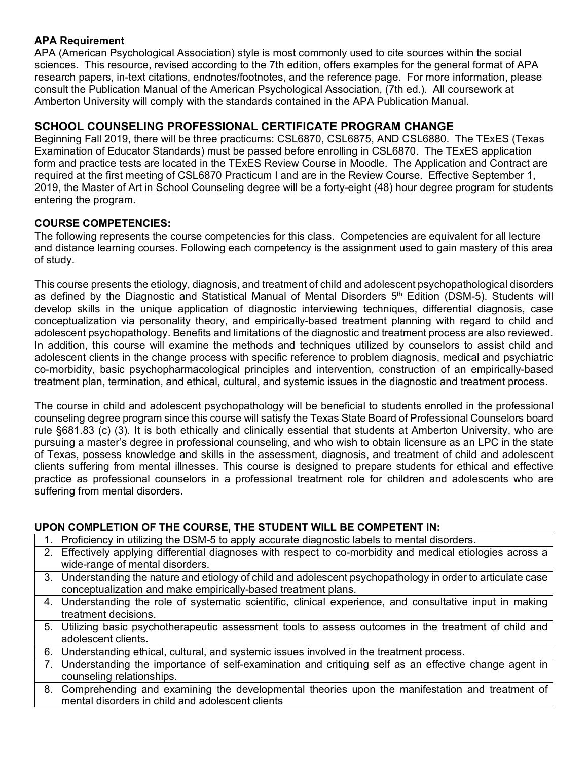**APA Requirement**

APA (American Psychological Association) style is most commonly used to cite sources within the social sciences. This resource, revised according to the 7th edition, offers examples for the general format of APA research papers, in-text citations, endnotes/footnotes, and the reference page. For more information, please consult the Publication Manual of the American Psychological Association, (7th ed.). All coursework at Amberton University will comply with the standards contained in the APA Publication Manual.

## SCHOOL COUNSELING PROFESSIONAL CERTIFICATE PROGRAM CHANGE

Beginning Fall 2019, there will be three practicums: CSL6870, CSL6875, AND CSL6880. The TExES (Texas Examination of Educator Standards) must be passed before enrolling in CSL6870. The TExES application form and practice tests are located in the TExES Review Course in Moodle. The Application and Contract are required at the first meeting of CSL6870 Practicum I and are in the Review Course. Effective September 1, 2019, the Master of Art in School Counseling degree will be a forty-eight (48) hour degree program for students entering the program.

**COURSE COMPETENCIES:**

The following represents the course competencies for this class. Competencies are equivalent for all lecture and distance learning courses. Following each competency is the assignment used to gain mastery of this area of study.

This course presents the etiology, diagnosis, and treatment of child and adolescent psychopathological disorders as defined by the Diagnostic and Statistical Manual of Mental Disorders 5th Edition (DSM-5). Students will develop skills in the unique application of diagnostic interviewing techniques, differential diagnosis, case conceptualization via personality theory, and empirically-based treatment planning with regard to child and adolescent psychopathology. Benefits and limitations of the diagnostic and treatment process are also reviewed. In addition, this course will examine the methods and techniques utilized by counselors to assist child and adolescent clients in the change process with specific reference to problem diagnosis, medical and psychiatric co-morbidity, basic psychopharmacological principles and intervention, construction of an empirically-based treatment plan, termination, and ethical, cultural, and systemic issues in the diagnostic and treatment process.

The course in child and adolescent psychopathology will be beneficial to students enrolled in the professional counseling degree program since this course will satisfy the Texas State Board of Professional Counselors board rule §681.83 (c) (3). It is both ethically and clinically essential that students at Amberton University, who are pursuing a master's degree in professional counseling, and who wish to obtain licensure as an LPC in the state of Texas, possess knowledge and skills in the assessment, diagnosis, and treatment of child and adolescent clients suffering from mental illnesses. This course is designed to prepare students for ethical and effective practice as professional counselors in a professional treatment role for children and adolescents who are suffering from mental disorders.

**UPON COMPLETION OF THE COURSE, THE STUDENT WILL BE COMPETENT IN:**

| |
|---|
| 1. Proficiency in utilizing the DSM-5 to apply accurate diagnostic labels to mental disorders. |
| 2. Effectively applying differential diagnoses with respect to co-morbidity and medical etiologies across a wide-range of mental disorders. |
| 3. Understanding the nature and etiology of child and adolescent psychopathology in order to articulate case conceptualization and make empirically-based treatment plans. |
| 4. Understanding the role of systematic scientific, clinical experience, and consultative input in making treatment decisions. |
| 5. Utilizing basic psychotherapeutic assessment tools to assess outcomes in the treatment of child and adolescent clients. |
| 6. Understanding ethical, cultural, and systemic issues involved in the treatment process. |
| 7. Understanding the importance of self-examination and critiquing self as an effective change agent in counseling relationships. |
| 8. Comprehending and examining the developmental theories upon the manifestation and treatment of mental disorders in child and adolescent clients |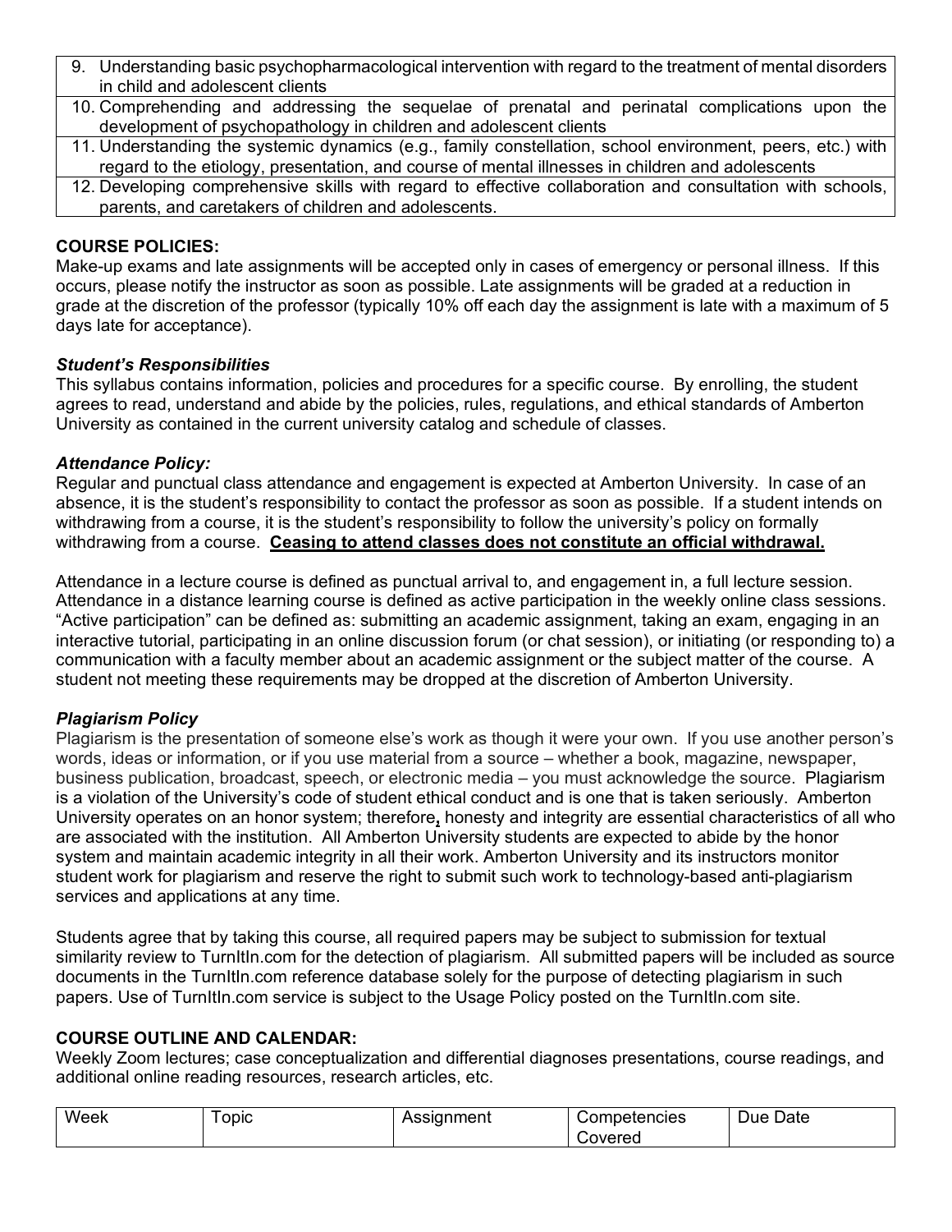| | |
|---|---|
| 9. | Understanding basic psychopharmacological intervention with regard to the treatment of mental disorders in child and adolescent clients |
| 10. | Comprehending and addressing the sequelae of prenatal and perinatal complications upon the development of psychopathology in children and adolescent clients |
| 11. | Understanding the systemic dynamics (e.g., family constellation, school environment, peers, etc.) with regard to the etiology, presentation, and course of mental illnesses in children and adolescents |
| 12. | Developing comprehensive skills with regard to effective collaboration and consultation with schools, parents, and caretakers of children and adolescents. |

**COURSE POLICIES:**

Make-up exams and late assignments will be accepted only in cases of emergency or personal illness. If this occurs, please notify the instructor as soon as possible. Late assignments will be graded at a reduction in grade at the discretion of the professor (typically 10% off each day the assignment is late with a maximum of 5 days late for acceptance).

***Student's Responsibilities***

This syllabus contains information, policies and procedures for a specific course. By enrolling, the student agrees to read, understand and abide by the policies, rules, regulations, and ethical standards of Amberton University as contained in the current university catalog and schedule of classes.

***Attendance Policy:***

Regular and punctual class attendance and engagement is expected at Amberton University. In case of an absence, it is the student's responsibility to contact the professor as soon as possible. If a student intends on withdrawing from a course, it is the student's responsibility to follow the university's policy on formally withdrawing from a course. **Ceasing to attend classes does not constitute an official withdrawal.**

Attendance in a lecture course is defined as punctual arrival to, and engagement in, a full lecture session. Attendance in a distance learning course is defined as active participation in the weekly online class sessions. "Active participation" can be defined as: submitting an academic assignment, taking an exam, engaging in an interactive tutorial, participating in an online discussion forum (or chat session), or initiating (or responding to) a communication with a faculty member about an academic assignment or the subject matter of the course. A student not meeting these requirements may be dropped at the discretion of Amberton University.

***Plagiarism Policy***

Plagiarism is the presentation of someone else's work as though it were your own. If you use another person's words, ideas or information, or if you use material from a source – whether a book, magazine, newspaper, business publication, broadcast, speech, or electronic media – you must acknowledge the source. Plagiarism is a violation of the University's code of student ethical conduct and is one that is taken seriously. Amberton University operates on an honor system; therefore, honesty and integrity are essential characteristics of all who are associated with the institution. All Amberton University students are expected to abide by the honor system and maintain academic integrity in all their work. Amberton University and its instructors monitor student work for plagiarism and reserve the right to submit such work to technology-based anti-plagiarism services and applications at any time.

Students agree that by taking this course, all required papers may be subject to submission for textual similarity review to TurnItIn.com for the detection of plagiarism. All submitted papers will be included as source documents in the TurnItIn.com reference database solely for the purpose of detecting plagiarism in such papers. Use of TurnItIn.com service is subject to the Usage Policy posted on the TurnItIn.com site.

**COURSE OUTLINE AND CALENDAR:**

Weekly Zoom lectures; case conceptualization and differential diagnoses presentations, course readings, and additional online reading resources, research articles, etc.

| Week | Topic | Assignment | Competencies Covered | Due Date |
|---|---|---|---|---|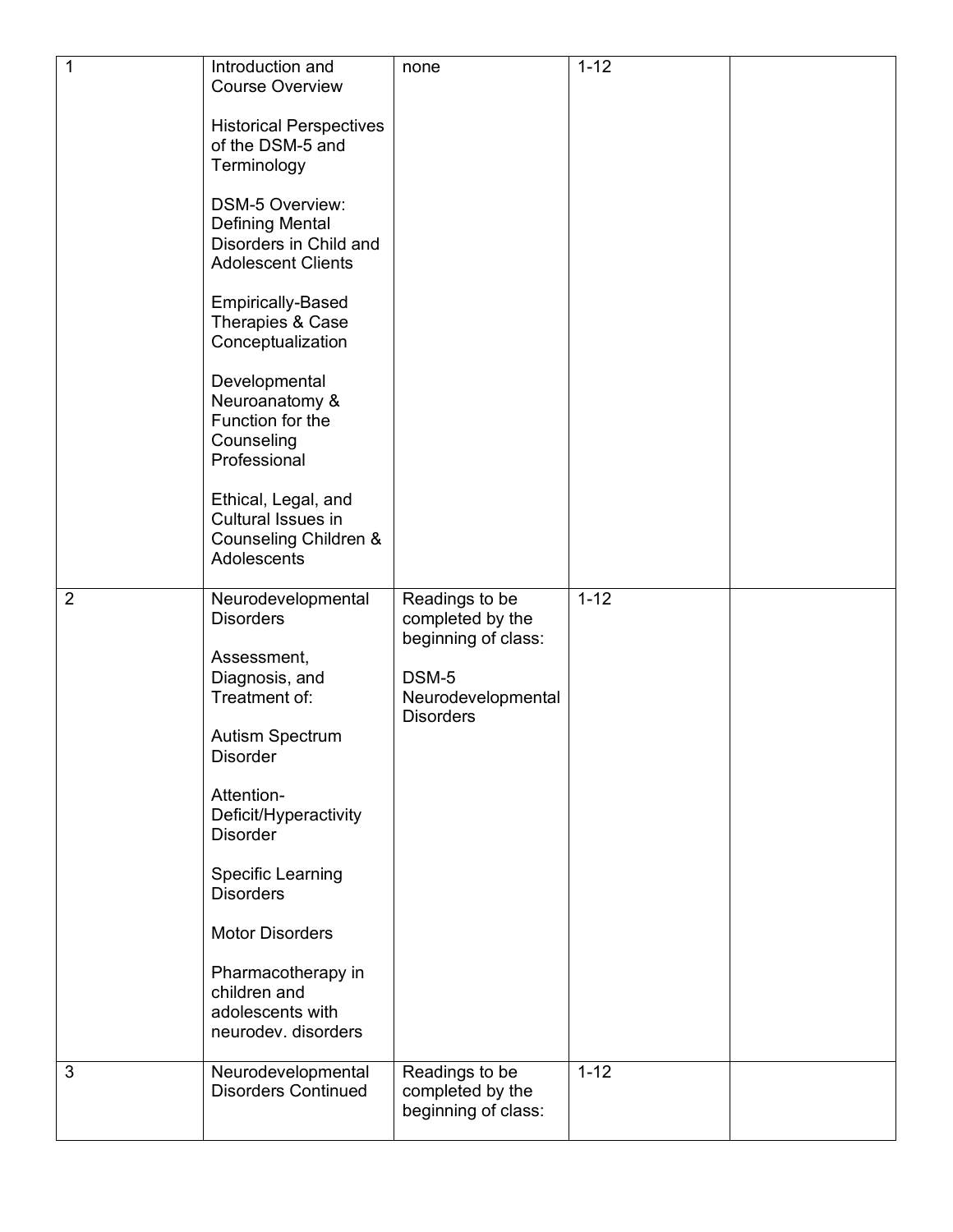| | | | | |
|---|---|---|---|---|
| 1 | Introduction and Course Overview<br><br>Historical Perspectives of the DSM-5 and Terminology<br><br>DSM-5 Overview: Defining Mental Disorders in Child and Adolescent Clients<br><br>Empirically-Based Therapies & Case Conceptualization<br><br>Developmental Neuroanatomy & Function for the Counseling Professional<br><br>Ethical, Legal, and Cultural Issues in Counseling Children & Adolescents | none | 1-12 | |
| 2 | Neurodevelopmental Disorders<br><br>Assessment, Diagnosis, and Treatment of:<br><br>Autism Spectrum Disorder<br><br>Attention-Deficit/Hyperactivity Disorder<br><br>Specific Learning Disorders<br><br>Motor Disorders<br><br>Pharmacotherapy in children and adolescents with neurodev. disorders | Readings to be completed by the beginning of class:<br><br>DSM-5 Neurodevelopmental Disorders | 1-12 | |
| 3 | Neurodevelopmental Disorders Continued | Readings to be completed by the beginning of class: | 1-12 | |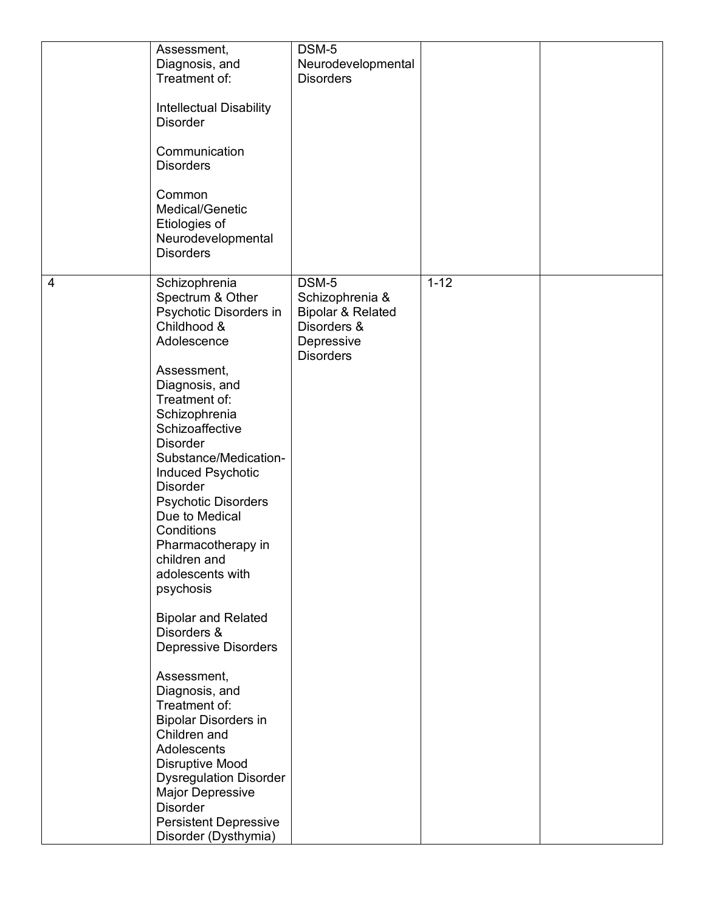| | | | | |
|---|---|---|---|---|
| | Assessment, Diagnosis, and Treatment of:<br><br>Intellectual Disability Disorder<br><br>Communication Disorders<br><br>Common Medical/Genetic Etiologies of Neurodevelopmental Disorders | DSM-5 Neurodevelopmental Disorders | | |
| 4 | Schizophrenia Spectrum & Other Psychotic Disorders in Childhood & Adolescence<br><br>Assessment, Diagnosis, and Treatment of:<br>Schizophrenia<br>Schizoaffective Disorder<br>Substance/Medication-Induced Psychotic Disorder<br>Psychotic Disorders Due to Medical Conditions<br>Pharmacotherapy in children and adolescents with psychosis<br><br>Bipolar and Related Disorders & Depressive Disorders<br><br>Assessment, Diagnosis, and Treatment of:<br>Bipolar Disorders in Children and Adolescents<br>Disruptive Mood Dysregulation Disorder<br>Major Depressive Disorder<br>Persistent Depressive Disorder (Dysthymia) | DSM-5 Schizophrenia & Bipolar & Related Disorders & Depressive Disorders | 1-12 | |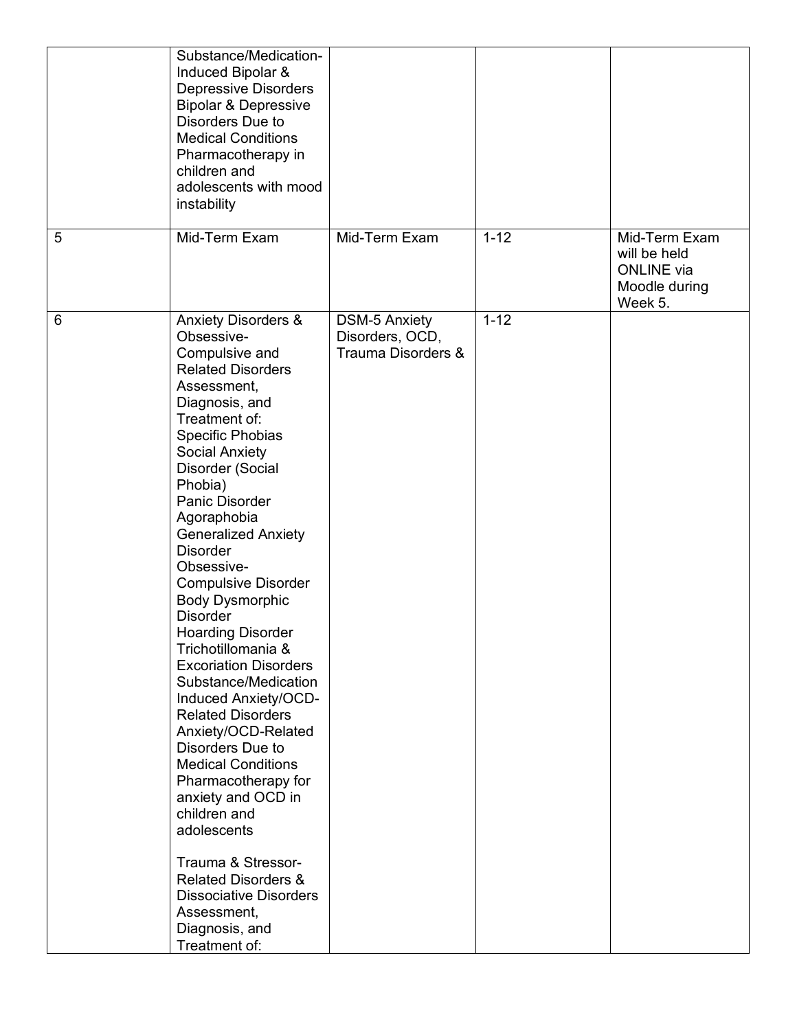| | | | | |
|---|---|---|---|---|
| | Substance/Medication-Induced Bipolar & Depressive Disorders<br>Bipolar & Depressive Disorders Due to Medical Conditions<br>Pharmacotherapy in children and adolescents with mood instability | | | |
| 5 | Mid-Term Exam | Mid-Term Exam | 1-12 | Mid-Term Exam will be held ONLINE via Moodle during Week 5. |
| 6 | Anxiety Disorders & Obsessive-Compulsive and Related Disorders<br>Assessment, Diagnosis, and Treatment of:<br>Specific Phobias<br>Social Anxiety Disorder (Social Phobia)<br>Panic Disorder<br>Agoraphobia<br>Generalized Anxiety Disorder<br>Obsessive-Compulsive Disorder<br>Body Dysmorphic Disorder<br>Hoarding Disorder<br>Trichotillomania & Excoriation Disorders<br>Substance/Medication Induced Anxiety/OCD-Related Disorders<br>Anxiety/OCD-Related Disorders Due to Medical Conditions<br>Pharmacotherapy for anxiety and OCD in children and adolescents<br><br>Trauma & Stressor-Related Disorders & Dissociative Disorders<br>Assessment, Diagnosis, and Treatment of: | DSM-5 Anxiety Disorders, OCD, Trauma Disorders & | 1-12 | |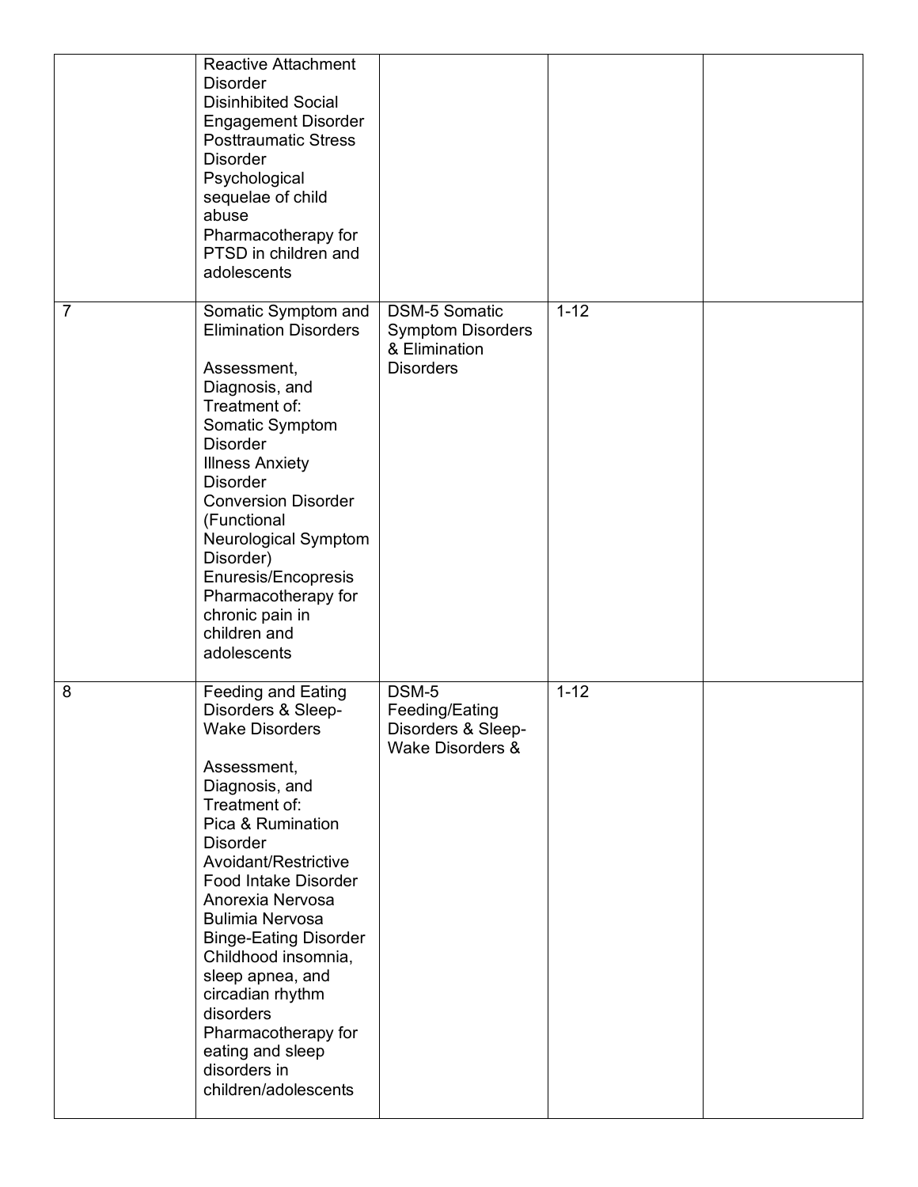| | | | | |
|---|---|---|---|---|
| | Reactive Attachment Disorder<br>Disinhibited Social Engagement Disorder<br>Posttraumatic Stress Disorder<br>Psychological sequelae of child abuse<br>Pharmacotherapy for PTSD in children and adolescents | | | |
| 7 | Somatic Symptom and Elimination Disorders<br><br>Assessment, Diagnosis, and Treatment of:<br>Somatic Symptom Disorder<br>Illness Anxiety Disorder<br>Conversion Disorder (Functional Neurological Symptom Disorder)<br>Enuresis/Encopresis<br>Pharmacotherapy for chronic pain in children and adolescents | DSM-5 Somatic Symptom Disorders & Elimination Disorders | 1-12 | |
| 8 | Feeding and Eating Disorders & Sleep-Wake Disorders<br><br>Assessment, Diagnosis, and Treatment of:<br>Pica & Rumination Disorder<br>Avoidant/Restrictive Food Intake Disorder<br>Anorexia Nervosa<br>Bulimia Nervosa<br>Binge-Eating Disorder<br>Childhood insomnia, sleep apnea, and circadian rhythm disorders<br>Pharmacotherapy for eating and sleep disorders in children/adolescents | DSM-5 Feeding/Eating Disorders & Sleep-Wake Disorders & | 1-12 | |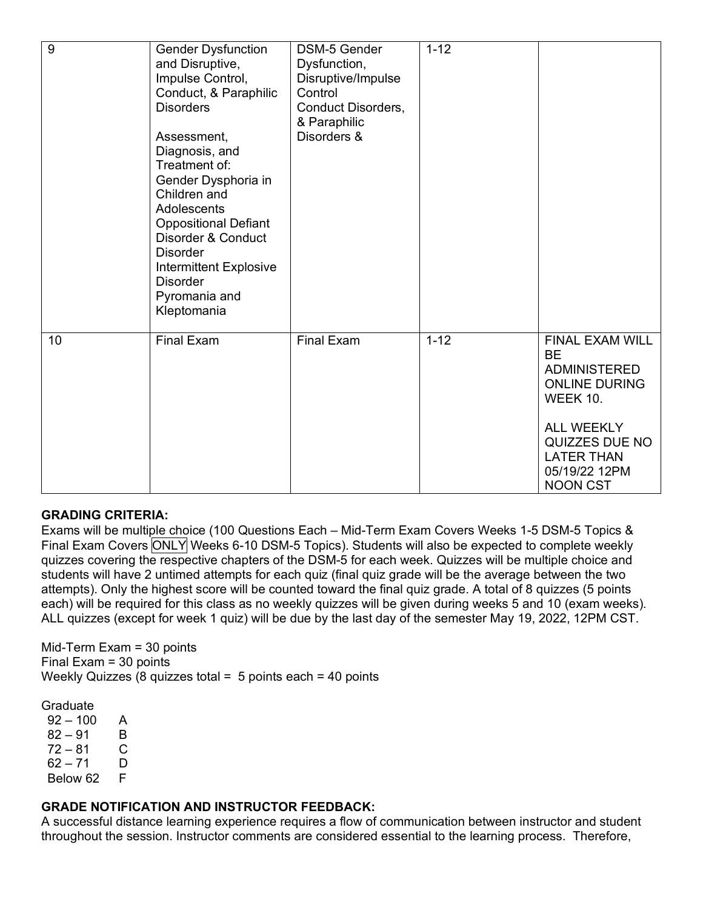| 9 | Gender Dysfunction and Disruptive, Impulse Control, Conduct, & Paraphilic Disorders<br><br>Assessment, Diagnosis, and Treatment of:<br>Gender Dysphoria in Children and Adolescents<br>Oppositional Defiant Disorder & Conduct Disorder<br>Intermittent Explosive Disorder<br>Pyromania and Kleptomania | DSM-5 Gender Dysfunction, Disruptive/Impulse Control Conduct Disorders, & Paraphilic Disorders & | 1-12 | |
|---|---|---|---|---|
| 10 | Final Exam | Final Exam | 1-12 | FINAL EXAM WILL BE ADMINISTERED ONLINE DURING WEEK 10.<br><br>ALL WEEKLY QUIZZES DUE NO LATER THAN 05/19/22 12PM NOON CST |

**GRADING CRITERIA:**

Exams will be multiple choice (100 Questions Each – Mid-Term Exam Covers Weeks 1-5 DSM-5 Topics & Final Exam Covers ONLY Weeks 6-10 DSM-5 Topics). Students will also be expected to complete weekly quizzes covering the respective chapters of the DSM-5 for each week. Quizzes will be multiple choice and students will have 2 untimed attempts for each quiz (final quiz grade will be the average between the two attempts). Only the highest score will be counted toward the final quiz grade. A total of 8 quizzes (5 points each) will be required for this class as no weekly quizzes will be given during weeks 5 and 10 (exam weeks). ALL quizzes (except for week 1 quiz) will be due by the last day of the semester May 19, 2022, 12PM CST.

Mid-Term Exam = 30 points
Final Exam = 30 points
Weekly Quizzes (8 quizzes total = 5 points each = 40 points

Graduate

| | |
|---|---|
| 92 – 100 | A |
| 82 – 91 | B |
| 72 – 81 | C |
| 62 – 71 | D |
| Below 62 | F |

**GRADE NOTIFICATION AND INSTRUCTOR FEEDBACK:**

A successful distance learning experience requires a flow of communication between instructor and student throughout the session. Instructor comments are considered essential to the learning process. Therefore,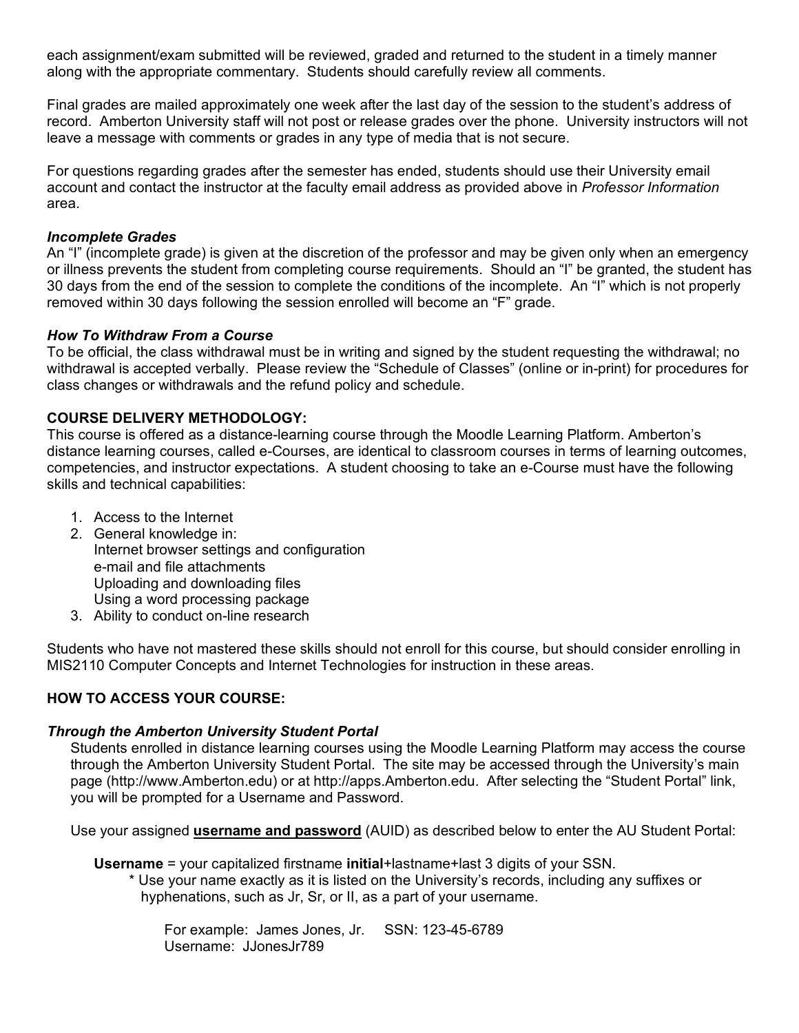each assignment/exam submitted will be reviewed, graded and returned to the student in a timely manner along with the appropriate commentary. Students should carefully review all comments.

Final grades are mailed approximately one week after the last day of the session to the student's address of record. Amberton University staff will not post or release grades over the phone. University instructors will not leave a message with comments or grades in any type of media that is not secure.

For questions regarding grades after the semester has ended, students should use their University email account and contact the instructor at the faculty email address as provided above in *Professor Information* area.

***Incomplete Grades***

An "I" (incomplete grade) is given at the discretion of the professor and may be given only when an emergency or illness prevents the student from completing course requirements. Should an "I" be granted, the student has 30 days from the end of the session to complete the conditions of the incomplete. An "I" which is not properly removed within 30 days following the session enrolled will become an "F" grade.

***How To Withdraw From a Course***

To be official, the class withdrawal must be in writing and signed by the student requesting the withdrawal; no withdrawal is accepted verbally. Please review the "Schedule of Classes" (online or in-print) for procedures for class changes or withdrawals and the refund policy and schedule.

**COURSE DELIVERY METHODOLOGY:**

This course is offered as a distance-learning course through the Moodle Learning Platform. Amberton's distance learning courses, called e-Courses, are identical to classroom courses in terms of learning outcomes, competencies, and instructor expectations. A student choosing to take an e-Course must have the following skills and technical capabilities:

1. Access to the Internet
2. General knowledge in:
   Internet browser settings and configuration
   e-mail and file attachments
   Uploading and downloading files
   Using a word processing package
3. Ability to conduct on-line research

Students who have not mastered these skills should not enroll for this course, but should consider enrolling in MIS2110 Computer Concepts and Internet Technologies for instruction in these areas.

**HOW TO ACCESS YOUR COURSE:**

***Through the Amberton University Student Portal***

Students enrolled in distance learning courses using the Moodle Learning Platform may access the course through the Amberton University Student Portal. The site may be accessed through the University's main page (http://www.Amberton.edu) or at http://apps.Amberton.edu. After selecting the "Student Portal" link, you will be prompted for a Username and Password.

Use your assigned **username and password** (AUID) as described below to enter the AU Student Portal:

**Username** = your capitalized firstname **initial**+lastname+last 3 digits of your SSN.

\* Use your name exactly as it is listed on the University's records, including any suffixes or hyphenations, such as Jr, Sr, or II, as a part of your username.

For example: James Jones, Jr. SSN: 123-45-6789
Username: JJonesJr789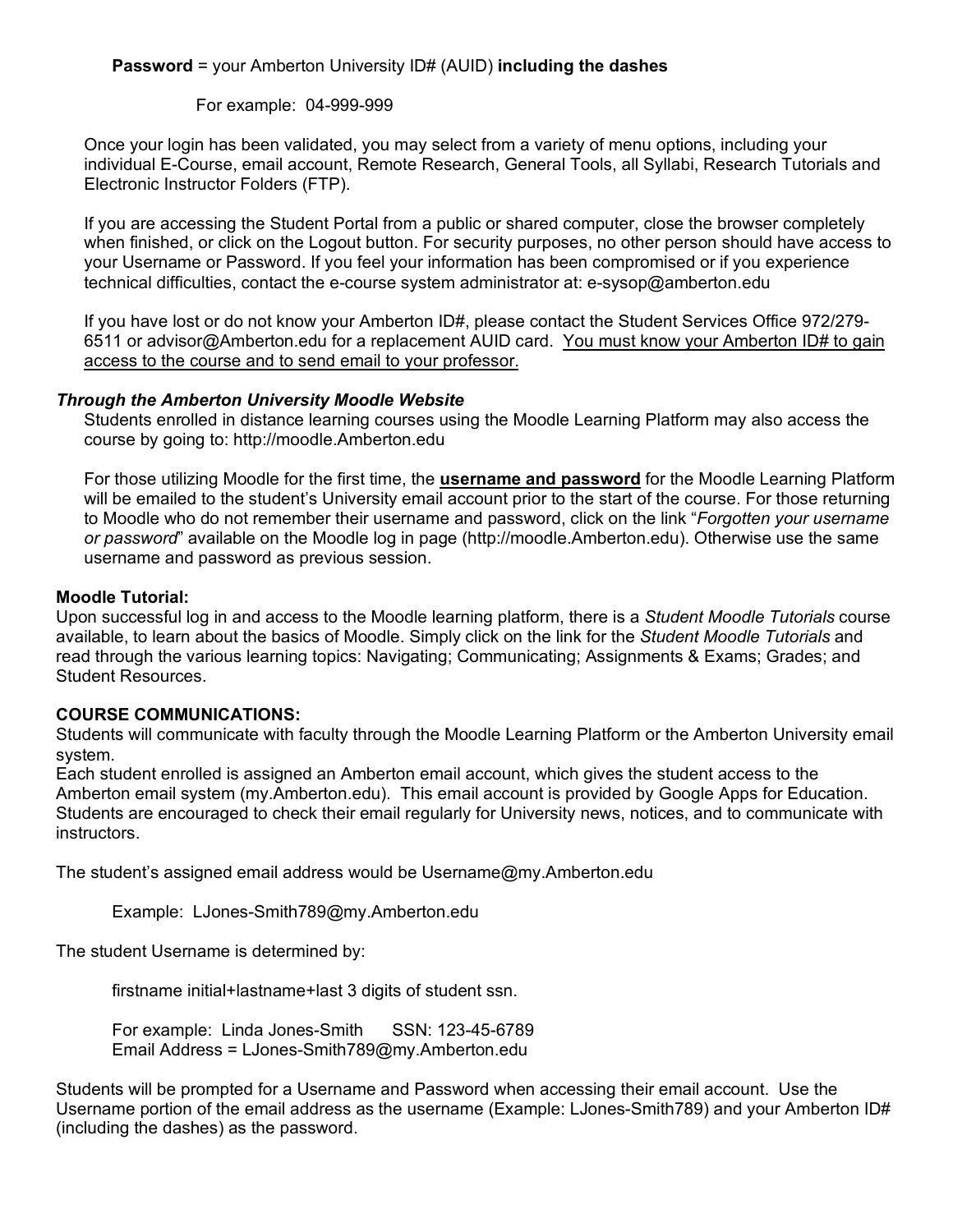**Password** = your Amberton University ID# (AUID) **including the dashes**

For example: 04-999-999

Once your login has been validated, you may select from a variety of menu options, including your individual E-Course, email account, Remote Research, General Tools, all Syllabi, Research Tutorials and Electronic Instructor Folders (FTP).

If you are accessing the Student Portal from a public or shared computer, close the browser completely when finished, or click on the Logout button. For security purposes, no other person should have access to your Username or Password. If you feel your information has been compromised or if you experience technical difficulties, contact the e-course system administrator at: e-sysop@amberton.edu

If you have lost or do not know your Amberton ID#, please contact the Student Services Office 972/279-6511 or advisor@Amberton.edu for a replacement AUID card. <u>You must know your Amberton ID# to gain access to the course and to send email to your professor.</u>

***Through the Amberton University Moodle Website***

Students enrolled in distance learning courses using the Moodle Learning Platform may also access the course by going to: http://moodle.Amberton.edu

For those utilizing Moodle for the first time, the <u>**username and password**</u> for the Moodle Learning Platform will be emailed to the student's University email account prior to the start of the course. For those returning to Moodle who do not remember their username and password, click on the link "*Forgotten your username or password*" available on the Moodle log in page (http://moodle.Amberton.edu). Otherwise use the same username and password as previous session.

**Moodle Tutorial:**

Upon successful log in and access to the Moodle learning platform, there is a *Student Moodle Tutorials* course available, to learn about the basics of Moodle. Simply click on the link for the *Student Moodle Tutorials* and read through the various learning topics: Navigating; Communicating; Assignments & Exams; Grades; and Student Resources.

**COURSE COMMUNICATIONS:**

Students will communicate with faculty through the Moodle Learning Platform or the Amberton University email system.

Each student enrolled is assigned an Amberton email account, which gives the student access to the Amberton email system (my.Amberton.edu). This email account is provided by Google Apps for Education. Students are encouraged to check their email regularly for University news, notices, and to communicate with instructors.

The student's assigned email address would be Username@my.Amberton.edu

Example: LJones-Smith789@my.Amberton.edu

The student Username is determined by:

firstname initial+lastname+last 3 digits of student ssn.

For example: Linda Jones-Smith SSN: 123-45-6789
Email Address = LJones-Smith789@my.Amberton.edu

Students will be prompted for a Username and Password when accessing their email account. Use the Username portion of the email address as the username (Example: LJones-Smith789) and your Amberton ID# (including the dashes) as the password.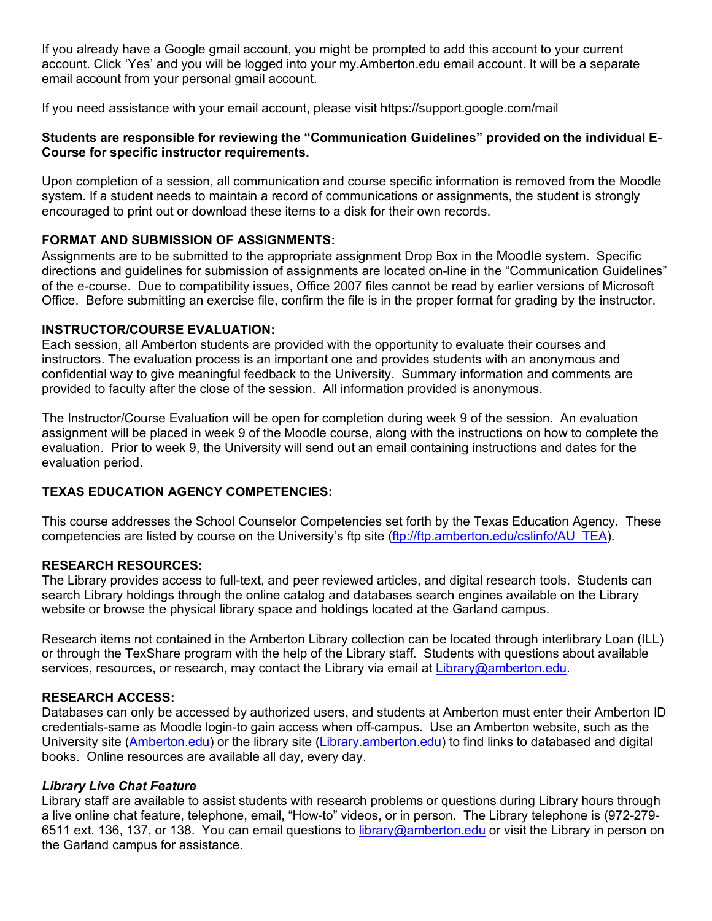If you already have a Google gmail account, you might be prompted to add this account to your current account. Click 'Yes' and you will be logged into your my.Amberton.edu email account. It will be a separate email account from your personal gmail account.

If you need assistance with your email account, please visit https://support.google.com/mail

**Students are responsible for reviewing the "Communication Guidelines" provided on the individual E-Course for specific instructor requirements.**

Upon completion of a session, all communication and course specific information is removed from the Moodle system. If a student needs to maintain a record of communications or assignments, the student is strongly encouraged to print out or download these items to a disk for their own records.

**FORMAT AND SUBMISSION OF ASSIGNMENTS:**
Assignments are to be submitted to the appropriate assignment Drop Box in the Moodle system. Specific directions and guidelines for submission of assignments are located on-line in the "Communication Guidelines" of the e-course. Due to compatibility issues, Office 2007 files cannot be read by earlier versions of Microsoft Office. Before submitting an exercise file, confirm the file is in the proper format for grading by the instructor.

**INSTRUCTOR/COURSE EVALUATION:**
Each session, all Amberton students are provided with the opportunity to evaluate their courses and instructors. The evaluation process is an important one and provides students with an anonymous and confidential way to give meaningful feedback to the University. Summary information and comments are provided to faculty after the close of the session. All information provided is anonymous.

The Instructor/Course Evaluation will be open for completion during week 9 of the session. An evaluation assignment will be placed in week 9 of the Moodle course, along with the instructions on how to complete the evaluation. Prior to week 9, the University will send out an email containing instructions and dates for the evaluation period.

**TEXAS EDUCATION AGENCY COMPETENCIES:**

This course addresses the School Counselor Competencies set forth by the Texas Education Agency. These competencies are listed by course on the University's ftp site (ftp://ftp.amberton.edu/cslinfo/AU_TEA).

**RESEARCH RESOURCES:**
The Library provides access to full-text, and peer reviewed articles, and digital research tools. Students can search Library holdings through the online catalog and databases search engines available on the Library website or browse the physical library space and holdings located at the Garland campus.

Research items not contained in the Amberton Library collection can be located through interlibrary Loan (ILL) or through the TexShare program with the help of the Library staff. Students with questions about available services, resources, or research, may contact the Library via email at Library@amberton.edu.

**RESEARCH ACCESS:**
Databases can only be accessed by authorized users, and students at Amberton must enter their Amberton ID credentials-same as Moodle login-to gain access when off-campus. Use an Amberton website, such as the University site (Amberton.edu) or the library site (Library.amberton.edu) to find links to databased and digital books. Online resources are available all day, every day.

***Library Live Chat Feature***
Library staff are available to assist students with research problems or questions during Library hours through a live online chat feature, telephone, email, "How-to" videos, or in person. The Library telephone is (972-279-6511 ext. 136, 137, or 138. You can email questions to library@amberton.edu or visit the Library in person on the Garland campus for assistance.